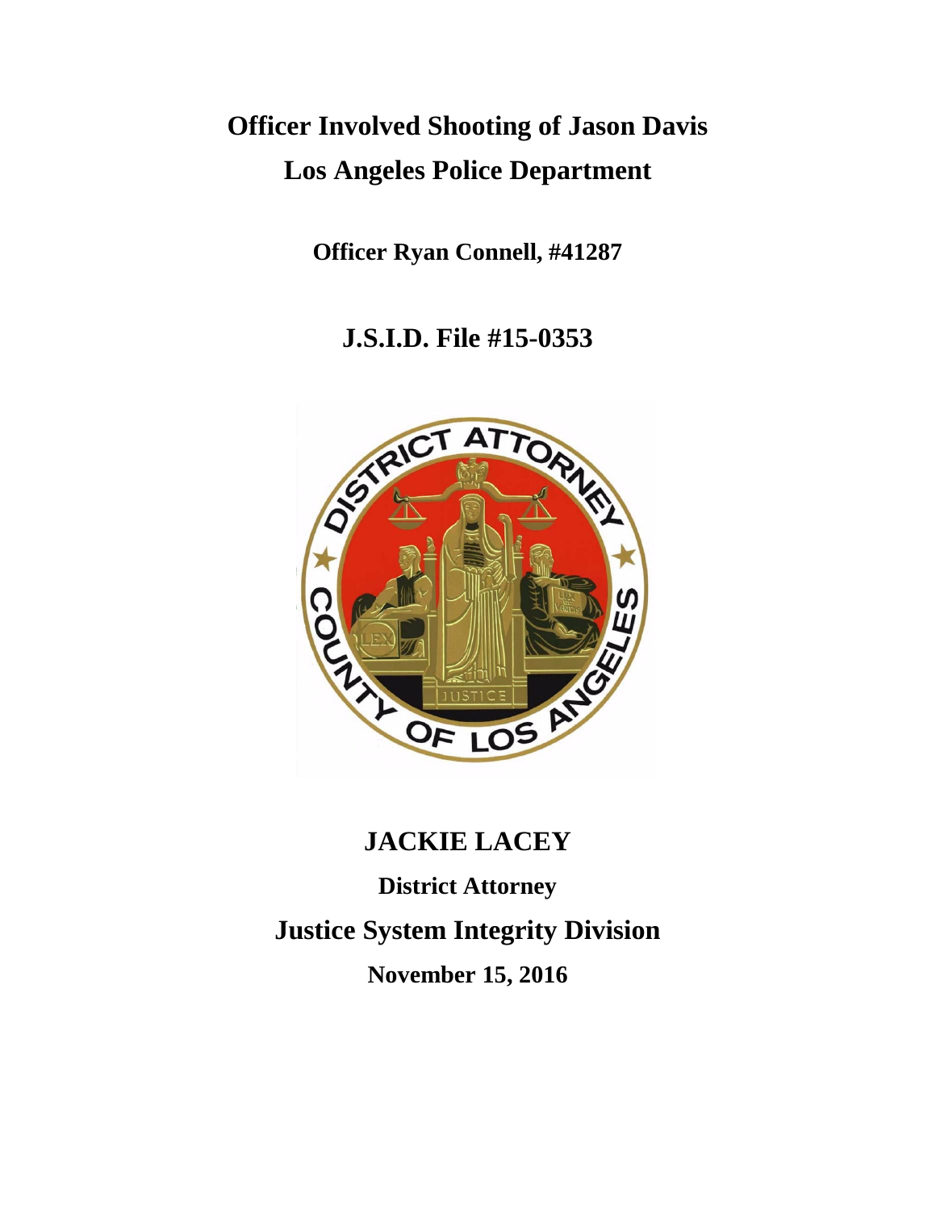# Officer Involved Shooting of Jason Davis

# Los Angeles Police Department

**Officer Ryan Connell, #41287**

## J.S.I.D. File #15-0353

## JACKIE LACEY

**District Attorney**

## Justice System Integrity Division

**November 15, 2016**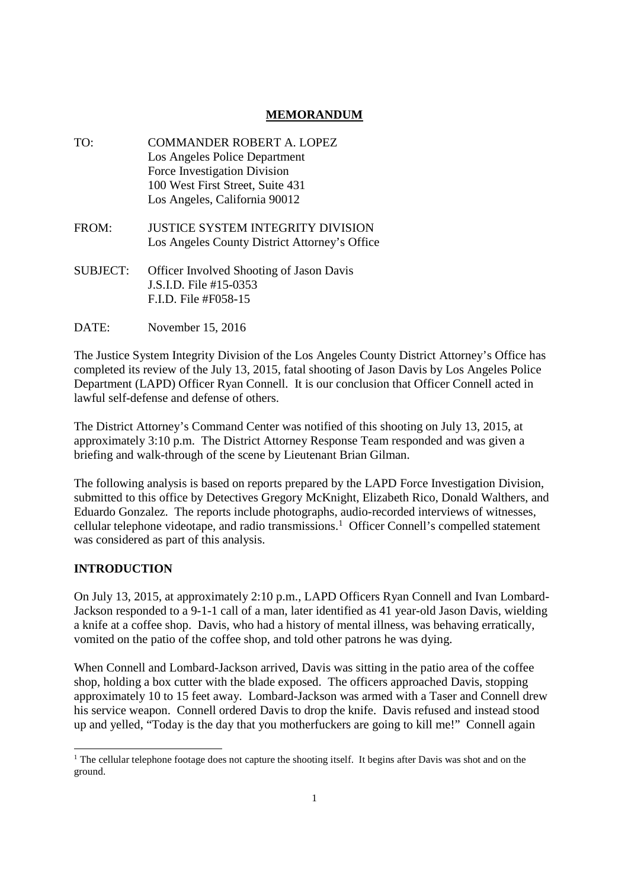# MEMORANDUM

TO: COMMANDER ROBERT A. LOPEZ
Los Angeles Police Department
Force Investigation Division
100 West First Street, Suite 431
Los Angeles, California 90012

FROM: JUSTICE SYSTEM INTEGRITY DIVISION
Los Angeles County District Attorney's Office

SUBJECT: Officer Involved Shooting of Jason Davis
J.S.I.D. File #15-0353
F.I.D. File #F058-15

DATE: November 15, 2016

The Justice System Integrity Division of the Los Angeles County District Attorney's Office has completed its review of the July 13, 2015, fatal shooting of Jason Davis by Los Angeles Police Department (LAPD) Officer Ryan Connell. It is our conclusion that Officer Connell acted in lawful self-defense and defense of others.

The District Attorney's Command Center was notified of this shooting on July 13, 2015, at approximately 3:10 p.m. The District Attorney Response Team responded and was given a briefing and walk-through of the scene by Lieutenant Brian Gilman.

The following analysis is based on reports prepared by the LAPD Force Investigation Division, submitted to this office by Detectives Gregory McKnight, Elizabeth Rico, Donald Walthers, and Eduardo Gonzalez. The reports include photographs, audio-recorded interviews of witnesses, cellular telephone videotape, and radio transmissions.[1] Officer Connell's compelled statement was considered as part of this analysis.

## INTRODUCTION

On July 13, 2015, at approximately 2:10 p.m., LAPD Officers Ryan Connell and Ivan Lombard-Jackson responded to a 9-1-1 call of a man, later identified as 41 year-old Jason Davis, wielding a knife at a coffee shop. Davis, who had a history of mental illness, was behaving erratically, vomited on the patio of the coffee shop, and told other patrons he was dying.

When Connell and Lombard-Jackson arrived, Davis was sitting in the patio area of the coffee shop, holding a box cutter with the blade exposed. The officers approached Davis, stopping approximately 10 to 15 feet away. Lombard-Jackson was armed with a Taser and Connell drew his service weapon. Connell ordered Davis to drop the knife. Davis refused and instead stood up and yelled, "Today is the day that you motherfuckers are going to kill me!" Connell again

[1] The cellular telephone footage does not capture the shooting itself. It begins after Davis was shot and on the ground.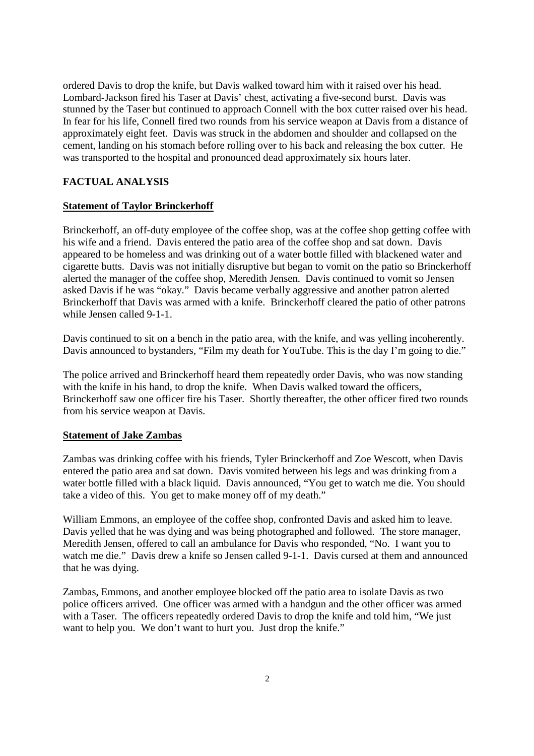ordered Davis to drop the knife, but Davis walked toward him with it raised over his head. Lombard-Jackson fired his Taser at Davis' chest, activating a five-second burst. Davis was stunned by the Taser but continued to approach Connell with the box cutter raised over his head. In fear for his life, Connell fired two rounds from his service weapon at Davis from a distance of approximately eight feet. Davis was struck in the abdomen and shoulder and collapsed on the cement, landing on his stomach before rolling over to his back and releasing the box cutter. He was transported to the hospital and pronounced dead approximately six hours later.

## FACTUAL ANALYSIS

### Statement of Taylor Brinckerhoff

Brinckerhoff, an off-duty employee of the coffee shop, was at the coffee shop getting coffee with his wife and a friend. Davis entered the patio area of the coffee shop and sat down. Davis appeared to be homeless and was drinking out of a water bottle filled with blackened water and cigarette butts. Davis was not initially disruptive but began to vomit on the patio so Brinckerhoff alerted the manager of the coffee shop, Meredith Jensen. Davis continued to vomit so Jensen asked Davis if he was "okay." Davis became verbally aggressive and another patron alerted Brinckerhoff that Davis was armed with a knife. Brinckerhoff cleared the patio of other patrons while Jensen called 9-1-1.

Davis continued to sit on a bench in the patio area, with the knife, and was yelling incoherently. Davis announced to bystanders, "Film my death for YouTube. This is the day I'm going to die."

The police arrived and Brinckerhoff heard them repeatedly order Davis, who was now standing with the knife in his hand, to drop the knife. When Davis walked toward the officers, Brinckerhoff saw one officer fire his Taser. Shortly thereafter, the other officer fired two rounds from his service weapon at Davis.

### Statement of Jake Zambas

Zambas was drinking coffee with his friends, Tyler Brinckerhoff and Zoe Wescott, when Davis entered the patio area and sat down. Davis vomited between his legs and was drinking from a water bottle filled with a black liquid. Davis announced, "You get to watch me die. You should take a video of this. You get to make money off of my death."

William Emmons, an employee of the coffee shop, confronted Davis and asked him to leave. Davis yelled that he was dying and was being photographed and followed. The store manager, Meredith Jensen, offered to call an ambulance for Davis who responded, "No. I want you to watch me die." Davis drew a knife so Jensen called 9-1-1. Davis cursed at them and announced that he was dying.

Zambas, Emmons, and another employee blocked off the patio area to isolate Davis as two police officers arrived. One officer was armed with a handgun and the other officer was armed with a Taser. The officers repeatedly ordered Davis to drop the knife and told him, "We just want to help you. We don't want to hurt you. Just drop the knife."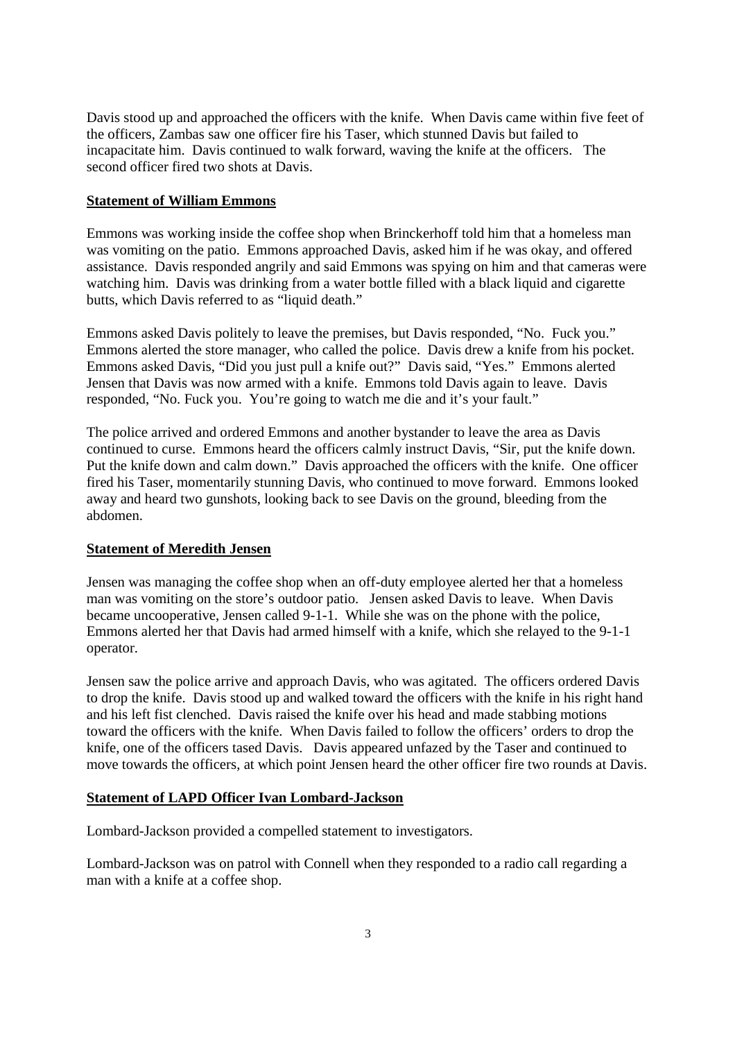Davis stood up and approached the officers with the knife. When Davis came within five feet of the officers, Zambas saw one officer fire his Taser, which stunned Davis but failed to incapacitate him. Davis continued to walk forward, waving the knife at the officers. The second officer fired two shots at Davis.

**Statement of William Emmons**

Emmons was working inside the coffee shop when Brinckerhoff told him that a homeless man was vomiting on the patio. Emmons approached Davis, asked him if he was okay, and offered assistance. Davis responded angrily and said Emmons was spying on him and that cameras were watching him. Davis was drinking from a water bottle filled with a black liquid and cigarette butts, which Davis referred to as "liquid death."

Emmons asked Davis politely to leave the premises, but Davis responded, "No. Fuck you." Emmons alerted the store manager, who called the police. Davis drew a knife from his pocket. Emmons asked Davis, "Did you just pull a knife out?" Davis said, "Yes." Emmons alerted Jensen that Davis was now armed with a knife. Emmons told Davis again to leave. Davis responded, "No. Fuck you. You're going to watch me die and it's your fault."

The police arrived and ordered Emmons and another bystander to leave the area as Davis continued to curse. Emmons heard the officers calmly instruct Davis, "Sir, put the knife down. Put the knife down and calm down." Davis approached the officers with the knife. One officer fired his Taser, momentarily stunning Davis, who continued to move forward. Emmons looked away and heard two gunshots, looking back to see Davis on the ground, bleeding from the abdomen.

**Statement of Meredith Jensen**

Jensen was managing the coffee shop when an off-duty employee alerted her that a homeless man was vomiting on the store's outdoor patio. Jensen asked Davis to leave. When Davis became uncooperative, Jensen called 9-1-1. While she was on the phone with the police, Emmons alerted her that Davis had armed himself with a knife, which she relayed to the 9-1-1 operator.

Jensen saw the police arrive and approach Davis, who was agitated. The officers ordered Davis to drop the knife. Davis stood up and walked toward the officers with the knife in his right hand and his left fist clenched. Davis raised the knife over his head and made stabbing motions toward the officers with the knife. When Davis failed to follow the officers' orders to drop the knife, one of the officers tased Davis. Davis appeared unfazed by the Taser and continued to move towards the officers, at which point Jensen heard the other officer fire two rounds at Davis.

**Statement of LAPD Officer Ivan Lombard-Jackson**

Lombard-Jackson provided a compelled statement to investigators.

Lombard-Jackson was on patrol with Connell when they responded to a radio call regarding a man with a knife at a coffee shop.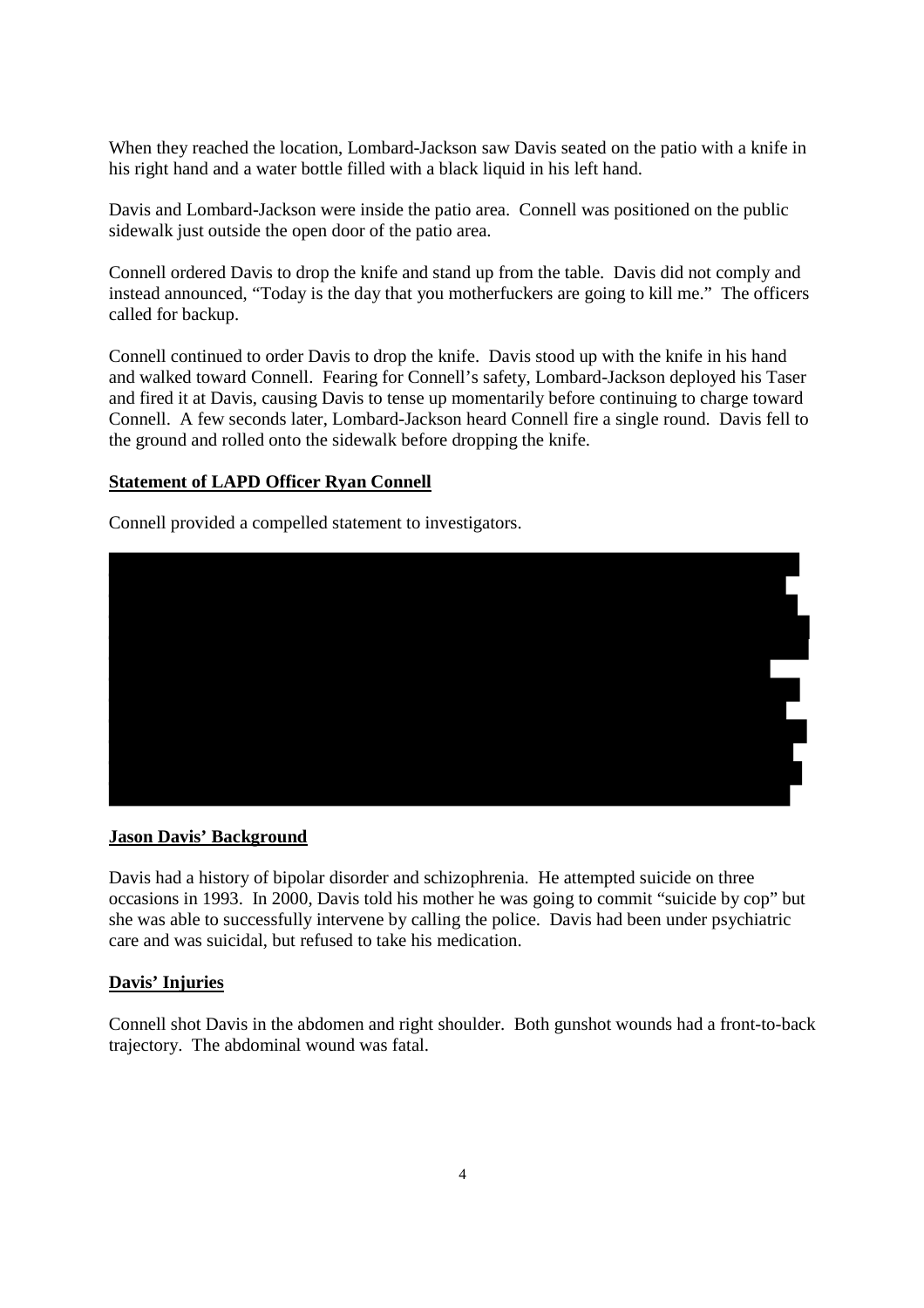When they reached the location, Lombard-Jackson saw Davis seated on the patio with a knife in his right hand and a water bottle filled with a black liquid in his left hand.

Davis and Lombard-Jackson were inside the patio area. Connell was positioned on the public sidewalk just outside the open door of the patio area.

Connell ordered Davis to drop the knife and stand up from the table. Davis did not comply and instead announced, "Today is the day that you motherfuckers are going to kill me." The officers called for backup.

Connell continued to order Davis to drop the knife. Davis stood up with the knife in his hand and walked toward Connell. Fearing for Connell's safety, Lombard-Jackson deployed his Taser and fired it at Davis, causing Davis to tense up momentarily before continuing to charge toward Connell. A few seconds later, Lombard-Jackson heard Connell fire a single round. Davis fell to the ground and rolled onto the sidewalk before dropping the knife.

**Statement of LAPD Officer Ryan Connell**

Connell provided a compelled statement to investigators.

**Jason Davis' Background**

Davis had a history of bipolar disorder and schizophrenia. He attempted suicide on three occasions in 1993. In 2000, Davis told his mother he was going to commit "suicide by cop" but she was able to successfully intervene by calling the police. Davis had been under psychiatric care and was suicidal, but refused to take his medication.

**Davis' Injuries**

Connell shot Davis in the abdomen and right shoulder. Both gunshot wounds had a front-to-back trajectory. The abdominal wound was fatal.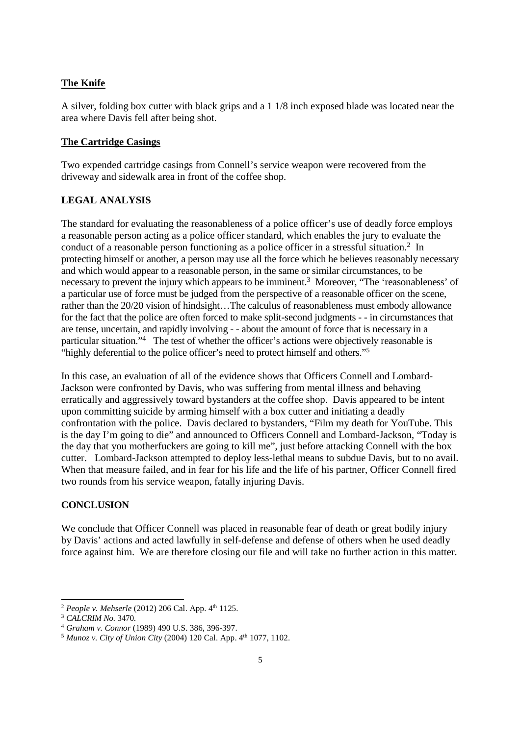**The Knife**

A silver, folding box cutter with black grips and a 1 1/8 inch exposed blade was located near the area where Davis fell after being shot.

**The Cartridge Casings**

Two expended cartridge casings from Connell's service weapon were recovered from the driveway and sidewalk area in front of the coffee shop.

**LEGAL ANALYSIS**

The standard for evaluating the reasonableness of a police officer's use of deadly force employs a reasonable person acting as a police officer standard, which enables the jury to evaluate the conduct of a reasonable person functioning as a police officer in a stressful situation.[2] In protecting himself or another, a person may use all the force which he believes reasonably necessary and which would appear to a reasonable person, in the same or similar circumstances, to be necessary to prevent the injury which appears to be imminent.[3] Moreover, "The 'reasonableness' of a particular use of force must be judged from the perspective of a reasonable officer on the scene, rather than the 20/20 vision of hindsight…The calculus of reasonableness must embody allowance for the fact that the police are often forced to make split-second judgments - - in circumstances that are tense, uncertain, and rapidly involving - - about the amount of force that is necessary in a particular situation."[4] The test of whether the officer's actions were objectively reasonable is "highly deferential to the police officer's need to protect himself and others."[5]

In this case, an evaluation of all of the evidence shows that Officers Connell and Lombard-Jackson were confronted by Davis, who was suffering from mental illness and behaving erratically and aggressively toward bystanders at the coffee shop. Davis appeared to be intent upon committing suicide by arming himself with a box cutter and initiating a deadly confrontation with the police. Davis declared to bystanders, "Film my death for YouTube. This is the day I'm going to die" and announced to Officers Connell and Lombard-Jackson, "Today is the day that you motherfuckers are going to kill me", just before attacking Connell with the box cutter. Lombard-Jackson attempted to deploy less-lethal means to subdue Davis, but to no avail. When that measure failed, and in fear for his life and the life of his partner, Officer Connell fired two rounds from his service weapon, fatally injuring Davis.

**CONCLUSION**

We conclude that Officer Connell was placed in reasonable fear of death or great bodily injury by Davis' actions and acted lawfully in self-defense and defense of others when he used deadly force against him. We are therefore closing our file and will take no further action in this matter.

---

[2] *People v. Mehserle* (2012) 206 Cal. App. 4th 1125.

[3] *CALCRIM No.* 3470.

[4] *Graham v. Connor* (1989) 490 U.S. 386, 396-397.

[5] *Munoz v. City of Union City* (2004) 120 Cal. App. 4th 1077, 1102.